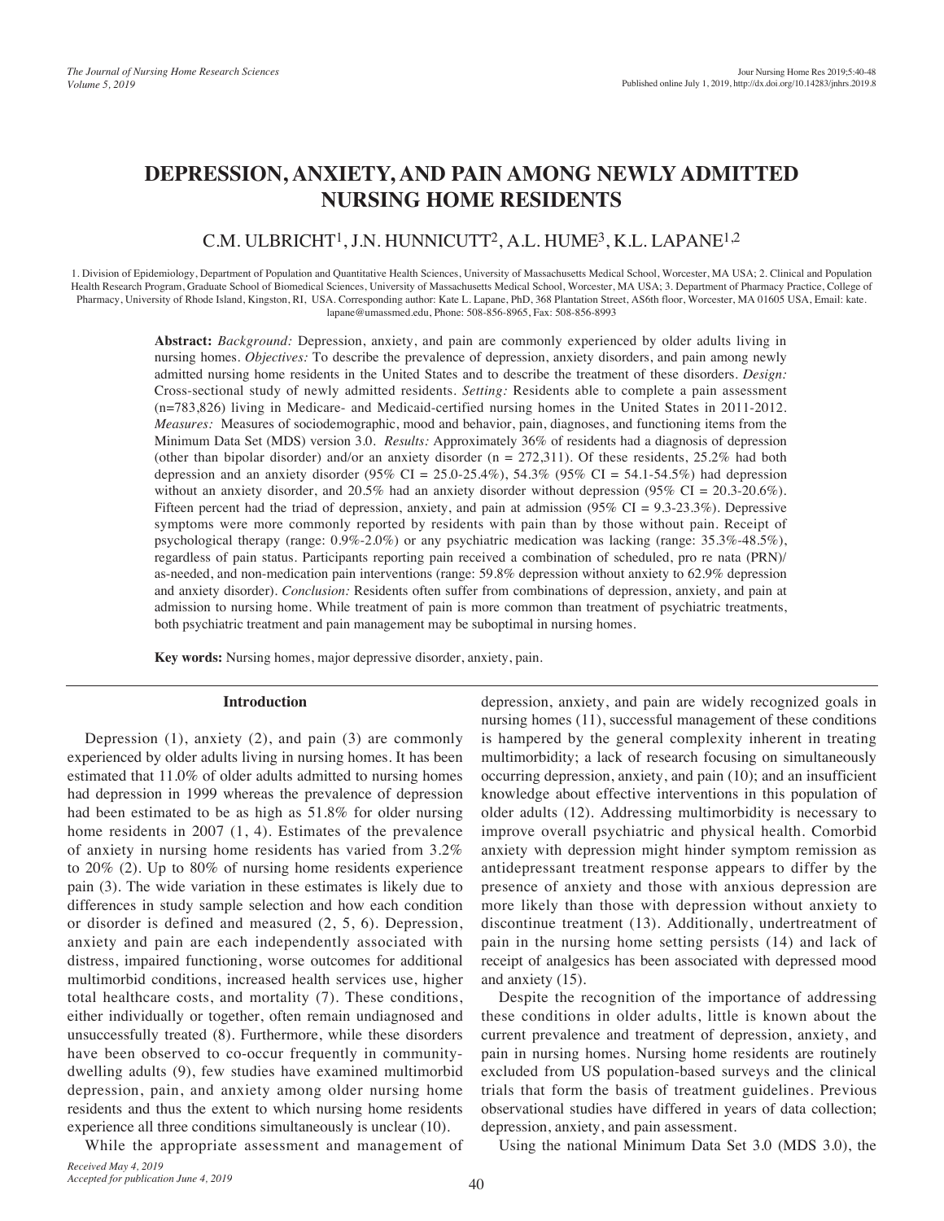# DEPRESSION, ANXIETY, AND PAIN AMONG NEWLY ADMITTED NURSING HOME RESIDENTS

C.M. ULBRICHT[1], J.N. HUNNICUTT[2], A.L. HUME[3], K.L. LAPANE[1,2]

1. Division of Epidemiology, Department of Population and Quantitative Health Sciences, University of Massachusetts Medical School, Worcester, MA USA; 2. Clinical and Population Health Research Program, Graduate School of Biomedical Sciences, University of Massachusetts Medical School, Worcester, MA USA; 3. Department of Pharmacy Practice, College of Pharmacy, University of Rhode Island, Kingston, RI, USA. Corresponding author: Kate L. Lapane, PhD, 368 Plantation Street, AS6th floor, Worcester, MA 01605 USA, Email: kate.lapane@umassmed.edu, Phone: 508-856-8965, Fax: 508-856-8993

**Abstract:** *Background:* Depression, anxiety, and pain are commonly experienced by older adults living in nursing homes. *Objectives:* To describe the prevalence of depression, anxiety disorders, and pain among newly admitted nursing home residents in the United States and to describe the treatment of these disorders. *Design:* Cross-sectional study of newly admitted residents. *Setting:* Residents able to complete a pain assessment (n=783,826) living in Medicare- and Medicaid-certified nursing homes in the United States in 2011-2012. *Measures:* Measures of sociodemographic, mood and behavior, pain, diagnoses, and functioning items from the Minimum Data Set (MDS) version 3.0. *Results:* Approximately 36% of residents had a diagnosis of depression (other than bipolar disorder) and/or an anxiety disorder (n = 272,311). Of these residents, 25.2% had both depression and an anxiety disorder (95% CI = 25.0-25.4%), 54.3% (95% CI = 54.1-54.5%) had depression without an anxiety disorder, and 20.5% had an anxiety disorder without depression (95% CI = 20.3-20.6%). Fifteen percent had the triad of depression, anxiety, and pain at admission (95% CI = 9.3-23.3%). Depressive symptoms were more commonly reported by residents with pain than by those without pain. Receipt of psychological therapy (range: 0.9%-2.0%) or any psychiatric medication was lacking (range: 35.3%-48.5%), regardless of pain status. Participants reporting pain received a combination of scheduled, pro re nata (PRN)/as-needed, and non-medication pain interventions (range: 59.8% depression without anxiety to 62.9% depression and anxiety disorder). *Conclusion:* Residents often suffer from combinations of depression, anxiety, and pain at admission to nursing home. While treatment of pain is more common than treatment of psychiatric treatments, both psychiatric treatment and pain management may be suboptimal in nursing homes.

**Key words:** Nursing homes, major depressive disorder, anxiety, pain.

## Introduction

Depression (1), anxiety (2), and pain (3) are commonly experienced by older adults living in nursing homes. It has been estimated that 11.0% of older adults admitted to nursing homes had depression in 1999 whereas the prevalence of depression had been estimated to be as high as 51.8% for older nursing home residents in 2007 (1, 4). Estimates of the prevalence of anxiety in nursing home residents has varied from 3.2% to 20% (2). Up to 80% of nursing home residents experience pain (3). The wide variation in these estimates is likely due to differences in study sample selection and how each condition or disorder is defined and measured (2, 5, 6). Depression, anxiety and pain are each independently associated with distress, impaired functioning, worse outcomes for additional multimorbid conditions, increased health services use, higher total healthcare costs, and mortality (7). These conditions, either individually or together, often remain undiagnosed and unsuccessfully treated (8). Furthermore, while these disorders have been observed to co-occur frequently in community-dwelling adults (9), few studies have examined multimorbid depression, pain, and anxiety among older nursing home residents and thus the extent to which nursing home residents experience all three conditions simultaneously is unclear (10).

While the appropriate assessment and management of depression, anxiety, and pain are widely recognized goals in nursing homes (11), successful management of these conditions is hampered by the general complexity inherent in treating multimorbidity; a lack of research focusing on simultaneously occurring depression, anxiety, and pain (10); and an insufficient knowledge about effective interventions in this population of older adults (12). Addressing multimorbidity is necessary to improve overall psychiatric and physical health. Comorbid anxiety with depression might hinder symptom remission as antidepressant treatment response appears to differ by the presence of anxiety and those with anxious depression are more likely than those with depression without anxiety to discontinue treatment (13). Additionally, undertreatment of pain in the nursing home setting persists (14) and lack of receipt of analgesics has been associated with depressed mood and anxiety (15).

Despite the recognition of the importance of addressing these conditions in older adults, little is known about the current prevalence and treatment of depression, anxiety, and pain in nursing homes. Nursing home residents are routinely excluded from US population-based surveys and the clinical trials that form the basis of treatment guidelines. Previous observational studies have differed in years of data collection; depression, anxiety, and pain assessment.

Using the national Minimum Data Set 3.0 (MDS 3.0), the

*Received May 4, 2019*
*Accepted for publication June 4, 2019*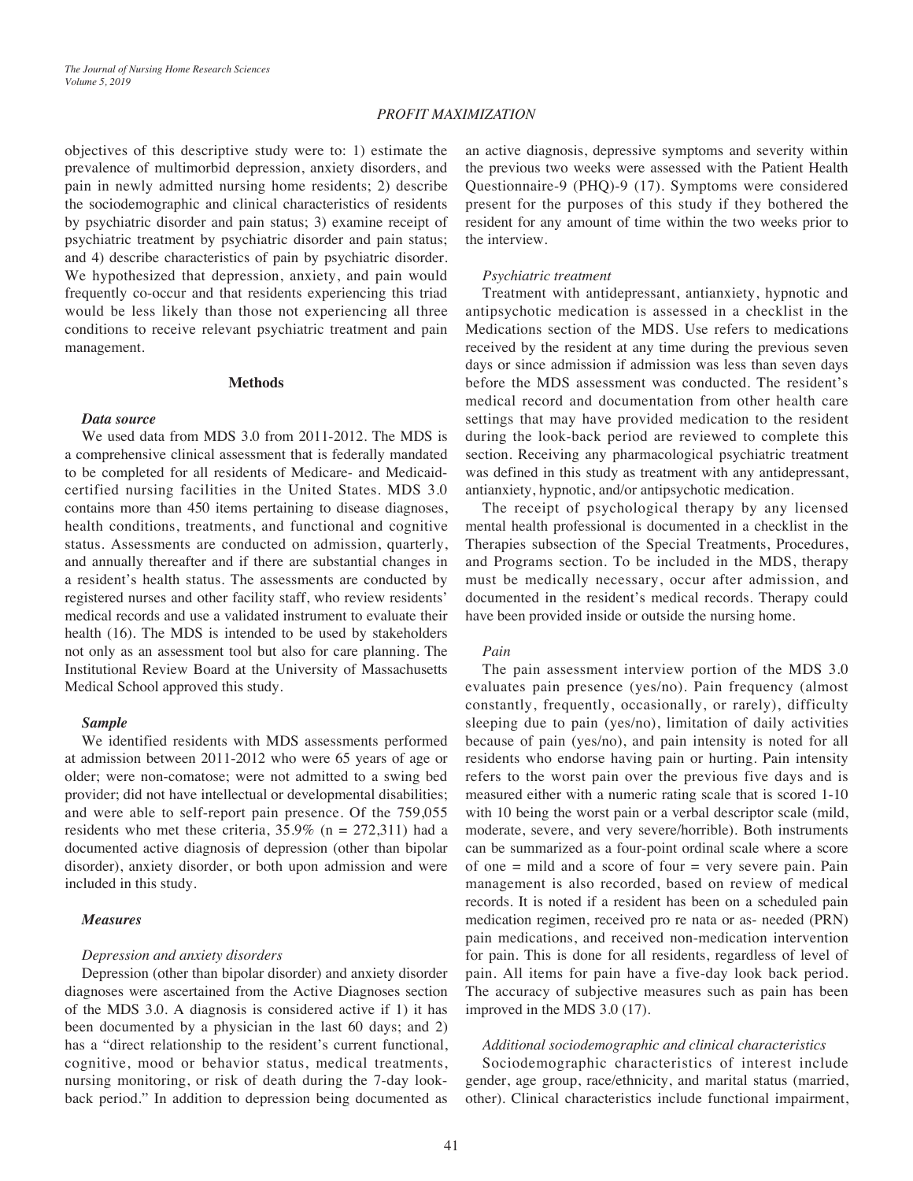objectives of this descriptive study were to: 1) estimate the prevalence of multimorbid depression, anxiety disorders, and pain in newly admitted nursing home residents; 2) describe the sociodemographic and clinical characteristics of residents by psychiatric disorder and pain status; 3) examine receipt of psychiatric treatment by psychiatric disorder and pain status; and 4) describe characteristics of pain by psychiatric disorder. We hypothesized that depression, anxiety, and pain would frequently co-occur and that residents experiencing this triad would be less likely than those not experiencing all three conditions to receive relevant psychiatric treatment and pain management.

## Methods

### *Data source*

We used data from MDS 3.0 from 2011-2012. The MDS is a comprehensive clinical assessment that is federally mandated to be completed for all residents of Medicare- and Medicaid-certified nursing facilities in the United States. MDS 3.0 contains more than 450 items pertaining to disease diagnoses, health conditions, treatments, and functional and cognitive status. Assessments are conducted on admission, quarterly, and annually thereafter and if there are substantial changes in a resident's health status. The assessments are conducted by registered nurses and other facility staff, who review residents' medical records and use a validated instrument to evaluate their health (16). The MDS is intended to be used by stakeholders not only as an assessment tool but also for care planning. The Institutional Review Board at the University of Massachusetts Medical School approved this study.

### *Sample*

We identified residents with MDS assessments performed at admission between 2011-2012 who were 65 years of age or older; were non-comatose; were not admitted to a swing bed provider; did not have intellectual or developmental disabilities; and were able to self-report pain presence. Of the 759,055 residents who met these criteria, 35.9% (n = 272,311) had a documented active diagnosis of depression (other than bipolar disorder), anxiety disorder, or both upon admission and were included in this study.

### *Measures*

#### *Depression and anxiety disorders*

Depression (other than bipolar disorder) and anxiety disorder diagnoses were ascertained from the Active Diagnoses section of the MDS 3.0. A diagnosis is considered active if 1) it has been documented by a physician in the last 60 days; and 2) has a "direct relationship to the resident's current functional, cognitive, mood or behavior status, medical treatments, nursing monitoring, or risk of death during the 7-day look-back period." In addition to depression being documented as an active diagnosis, depressive symptoms and severity within the previous two weeks were assessed with the Patient Health Questionnaire-9 (PHQ)-9 (17). Symptoms were considered present for the purposes of this study if they bothered the resident for any amount of time within the two weeks prior to the interview.

#### *Psychiatric treatment*

Treatment with antidepressant, antianxiety, hypnotic and antipsychotic medication is assessed in a checklist in the Medications section of the MDS. Use refers to medications received by the resident at any time during the previous seven days or since admission if admission was less than seven days before the MDS assessment was conducted. The resident's medical record and documentation from other health care settings that may have provided medication to the resident during the look-back period are reviewed to complete this section. Receiving any pharmacological psychiatric treatment was defined in this study as treatment with any antidepressant, antianxiety, hypnotic, and/or antipsychotic medication.

The receipt of psychological therapy by any licensed mental health professional is documented in a checklist in the Therapies subsection of the Special Treatments, Procedures, and Programs section. To be included in the MDS, therapy must be medically necessary, occur after admission, and documented in the resident's medical records. Therapy could have been provided inside or outside the nursing home.

#### *Pain*

The pain assessment interview portion of the MDS 3.0 evaluates pain presence (yes/no). Pain frequency (almost constantly, frequently, occasionally, or rarely), difficulty sleeping due to pain (yes/no), limitation of daily activities because of pain (yes/no), and pain intensity is noted for all residents who endorse having pain or hurting. Pain intensity refers to the worst pain over the previous five days and is measured either with a numeric rating scale that is scored 1-10 with 10 being the worst pain or a verbal descriptor scale (mild, moderate, severe, and very severe/horrible). Both instruments can be summarized as a four-point ordinal scale where a score of one = mild and a score of four = very severe pain. Pain management is also recorded, based on review of medical records. It is noted if a resident has been on a scheduled pain medication regimen, received pro re nata or as- needed (PRN) pain medications, and received non-medication intervention for pain. This is done for all residents, regardless of level of pain. All items for pain have a five-day look back period. The accuracy of subjective measures such as pain has been improved in the MDS 3.0 (17).

#### *Additional sociodemographic and clinical characteristics*

Sociodemographic characteristics of interest include gender, age group, race/ethnicity, and marital status (married, other). Clinical characteristics include functional impairment,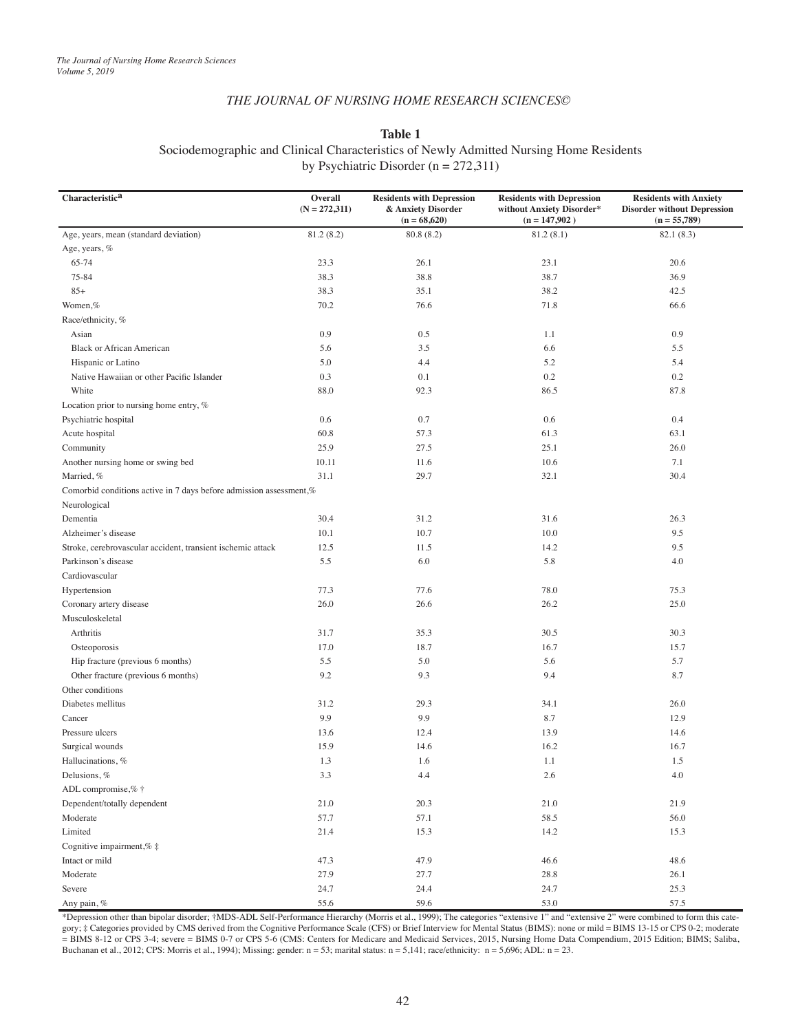## THE JOURNAL OF NURSING HOME RESEARCH SCIENCES©

**Table 1**
Sociodemographic and Clinical Characteristics of Newly Admitted Nursing Home Residents by Psychiatric Disorder (n = 272,311)

| Characteristic[a] | Overall (N = 272,311) | Residents with Depression & Anxiety Disorder (n = 68,620) | Residents with Depression without Anxiety Disorder* (n = 147,902 ) | Residents with Anxiety Disorder without Depression (n = 55,789) |
|---|---|---|---|---|
| Age, years, mean (standard deviation) | 81.2 (8.2) | 80.8 (8.2) | 81.2 (8.1) | 82.1 (8.3) |
| Age, years, % | | | | |
| 65-74 | 23.3 | 26.1 | 23.1 | 20.6 |
| 75-84 | 38.3 | 38.8 | 38.7 | 36.9 |
| 85+ | 38.3 | 35.1 | 38.2 | 42.5 |
| Women,% | 70.2 | 76.6 | 71.8 | 66.6 |
| Race/ethnicity, % | | | | |
| Asian | 0.9 | 0.5 | 1.1 | 0.9 |
| Black or African American | 5.6 | 3.5 | 6.6 | 5.5 |
| Hispanic or Latino | 5.0 | 4.4 | 5.2 | 5.4 |
| Native Hawaiian or other Pacific Islander | 0.3 | 0.1 | 0.2 | 0.2 |
| White | 88.0 | 92.3 | 86.5 | 87.8 |
| Location prior to nursing home entry, % | | | | |
| Psychiatric hospital | 0.6 | 0.7 | 0.6 | 0.4 |
| Acute hospital | 60.8 | 57.3 | 61.3 | 63.1 |
| Community | 25.9 | 27.5 | 25.1 | 26.0 |
| Another nursing home or swing bed | 10.11 | 11.6 | 10.6 | 7.1 |
| Married, % | 31.1 | 29.7 | 32.1 | 30.4 |
| Comorbid conditions active in 7 days before admission assessment,% | | | | |
| Neurological | | | | |
| Dementia | 30.4 | 31.2 | 31.6 | 26.3 |
| Alzheimer's disease | 10.1 | 10.7 | 10.0 | 9.5 |
| Stroke, cerebrovascular accident, transient ischemic attack | 12.5 | 11.5 | 14.2 | 9.5 |
| Parkinson's disease | 5.5 | 6.0 | 5.8 | 4.0 |
| Cardiovascular | | | | |
| Hypertension | 77.3 | 77.6 | 78.0 | 75.3 |
| Coronary artery disease | 26.0 | 26.6 | 26.2 | 25.0 |
| Musculoskeletal | | | | |
| Arthritis | 31.7 | 35.3 | 30.5 | 30.3 |
| Osteoporosis | 17.0 | 18.7 | 16.7 | 15.7 |
| Hip fracture (previous 6 months) | 5.5 | 5.0 | 5.6 | 5.7 |
| Other fracture (previous 6 months) | 9.2 | 9.3 | 9.4 | 8.7 |
| Other conditions | | | | |
| Diabetes mellitus | 31.2 | 29.3 | 34.1 | 26.0 |
| Cancer | 9.9 | 9.9 | 8.7 | 12.9 |
| Pressure ulcers | 13.6 | 12.4 | 13.9 | 14.6 |
| Surgical wounds | 15.9 | 14.6 | 16.2 | 16.7 |
| Hallucinations, % | 1.3 | 1.6 | 1.1 | 1.5 |
| Delusions, % | 3.3 | 4.4 | 2.6 | 4.0 |
| ADL compromise,% † | | | | |
| Dependent/totally dependent | 21.0 | 20.3 | 21.0 | 21.9 |
| Moderate | 57.7 | 57.1 | 58.5 | 56.0 |
| Limited | 21.4 | 15.3 | 14.2 | 15.3 |
| Cognitive impairment,% ‡ | | | | |
| Intact or mild | 47.3 | 47.9 | 46.6 | 48.6 |
| Moderate | 27.9 | 27.7 | 28.8 | 26.1 |
| Severe | 24.7 | 24.4 | 24.7 | 25.3 |
| Any pain, % | 55.6 | 59.6 | 53.0 | 57.5 |

*Depression other than bipolar disorder; †MDS-ADL Self-Performance Hierarchy (Morris et al., 1999); The categories "extensive 1" and "extensive 2" were combined to form this category; ‡ Categories provided by CMS derived from the Cognitive Performance Scale (CFS) or Brief Interview for Mental Status (BIMS): none or mild = BIMS 13-15 or CPS 0-2; moderate = BIMS 8-12 or CPS 3-4; severe = BIMS 0-7 or CPS 5-6 (CMS: Centers for Medicare and Medicaid Services, 2015, Nursing Home Data Compendium, 2015 Edition; BIMS; Saliba, Buchanan et al., 2012; CPS: Morris et al., 1994); Missing: gender: n = 53; marital status: n = 5,141; race/ethnicity: n = 5,696; ADL: n = 23.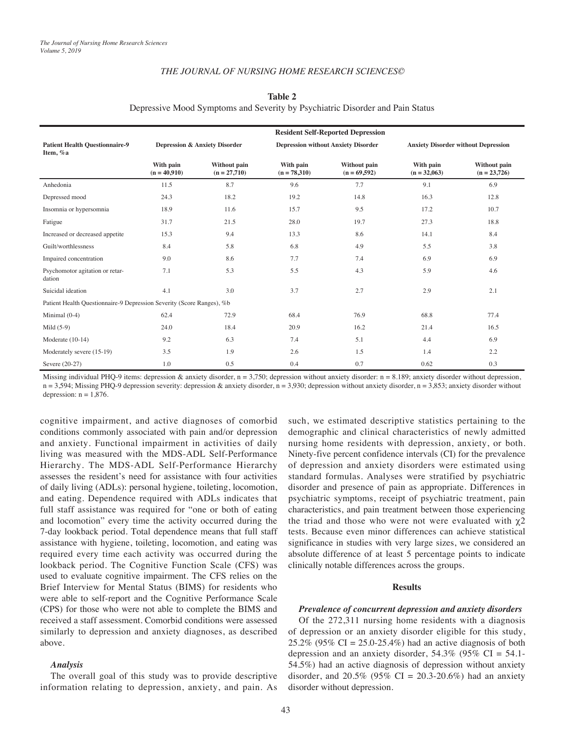**Table 2**
Depressive Mood Symptoms and Severity by Psychiatric Disorder and Pain Status

| | Resident Self-Reported Depression | | | | | |
|---|---|---|---|---|---|---|
| **Patient Health Questionnaire-9 Item, %a** | **Depression & Anxiety Disorder** | | **Depression without Anxiety Disorder** | | **Anxiety Disorder without Depression** | |
| | **With pain (n = 40,910)** | **Without pain (n = 27,710)** | **With pain (n = 78,310)** | **Without pain (n = 69,592)** | **With pain (n = 32,063)** | **Without pain (n = 23,726)** |
| Anhedonia | 11.5 | 8.7 | 9.6 | 7.7 | 9.1 | 6.9 |
| Depressed mood | 24.3 | 18.2 | 19.2 | 14.8 | 16.3 | 12.8 |
| Insomnia or hypersomnia | 18.9 | 11.6 | 15.7 | 9.5 | 17.2 | 10.7 |
| Fatigue | 31.7 | 21.5 | 28.0 | 19.7 | 27.3 | 18.8 |
| Increased or decreased appetite | 15.3 | 9.4 | 13.3 | 8.6 | 14.1 | 8.4 |
| Guilt/worthlessness | 8.4 | 5.8 | 6.8 | 4.9 | 5.5 | 3.8 |
| Impaired concentration | 9.0 | 8.6 | 7.7 | 7.4 | 6.9 | 6.9 |
| Psychomotor agitation or retardation | 7.1 | 5.3 | 5.5 | 4.3 | 5.9 | 4.6 |
| Suicidal ideation | 4.1 | 3.0 | 3.7 | 2.7 | 2.9 | 2.1 |
| Patient Health Questionnaire-9 Depression Severity (Score Ranges), %b | | | | | | |
| Minimal (0-4) | 62.4 | 72.9 | 68.4 | 76.9 | 68.8 | 77.4 |
| Mild (5-9) | 24.0 | 18.4 | 20.9 | 16.2 | 21.4 | 16.5 |
| Moderate (10-14) | 9.2 | 6.3 | 7.4 | 5.1 | 4.4 | 6.9 |
| Moderately severe (15-19) | 3.5 | 1.9 | 2.6 | 1.5 | 1.4 | 2.2 |
| Severe (20-27) | 1.0 | 0.5 | 0.4 | 0.7 | 0.62 | 0.3 |

Missing individual PHQ-9 items: depression & anxiety disorder, n = 3,750; depression without anxiety disorder: n = 8.189; anxiety disorder without depression, n = 3,594; Missing PHQ-9 depression severity: depression & anxiety disorder, n = 3,930; depression without anxiety disorder, n = 3,853; anxiety disorder without depression: n = 1,876.

cognitive impairment, and active diagnoses of comorbid conditions commonly associated with pain and/or depression and anxiety. Functional impairment in activities of daily living was measured with the MDS-ADL Self-Performance Hierarchy. The MDS-ADL Self-Performance Hierarchy assesses the resident's need for assistance with four activities of daily living (ADLs): personal hygiene, toileting, locomotion, and eating. Dependence required with ADLs indicates that full staff assistance was required for "one or both of eating and locomotion" every time the activity occurred during the 7-day lookback period. Total dependence means that full staff assistance with hygiene, toileting, locomotion, and eating was required every time each activity was occurred during the lookback period. The Cognitive Function Scale (CFS) was used to evaluate cognitive impairment. The CFS relies on the Brief Interview for Mental Status (BIMS) for residents who were able to self-report and the Cognitive Performance Scale (CPS) for those who were not able to complete the BIMS and received a staff assessment. Comorbid conditions were assessed similarly to depression and anxiety diagnoses, as described above.

### *Analysis*

The overall goal of this study was to provide descriptive information relating to depression, anxiety, and pain. As such, we estimated descriptive statistics pertaining to the demographic and clinical characteristics of newly admitted nursing home residents with depression, anxiety, or both. Ninety-five percent confidence intervals (CI) for the prevalence of depression and anxiety disorders were estimated using standard formulas. Analyses were stratified by psychiatric disorder and presence of pain as appropriate. Differences in psychiatric symptoms, receipt of psychiatric treatment, pain characteristics, and pain treatment between those experiencing the triad and those who were not were evaluated with $\chi 2$ tests. Because even minor differences can achieve statistical significance in studies with very large sizes, we considered an absolute difference of at least 5 percentage points to indicate clinically notable differences across the groups.

## Results

### *Prevalence of concurrent depression and anxiety disorders*

Of the 272,311 nursing home residents with a diagnosis of depression or an anxiety disorder eligible for this study, 25.2% (95% CI = 25.0-25.4%) had an active diagnosis of both depression and an anxiety disorder, 54.3% (95% CI = 54.1-54.5%) had an active diagnosis of depression without anxiety disorder, and 20.5% (95% CI = 20.3-20.6%) had an anxiety disorder without depression.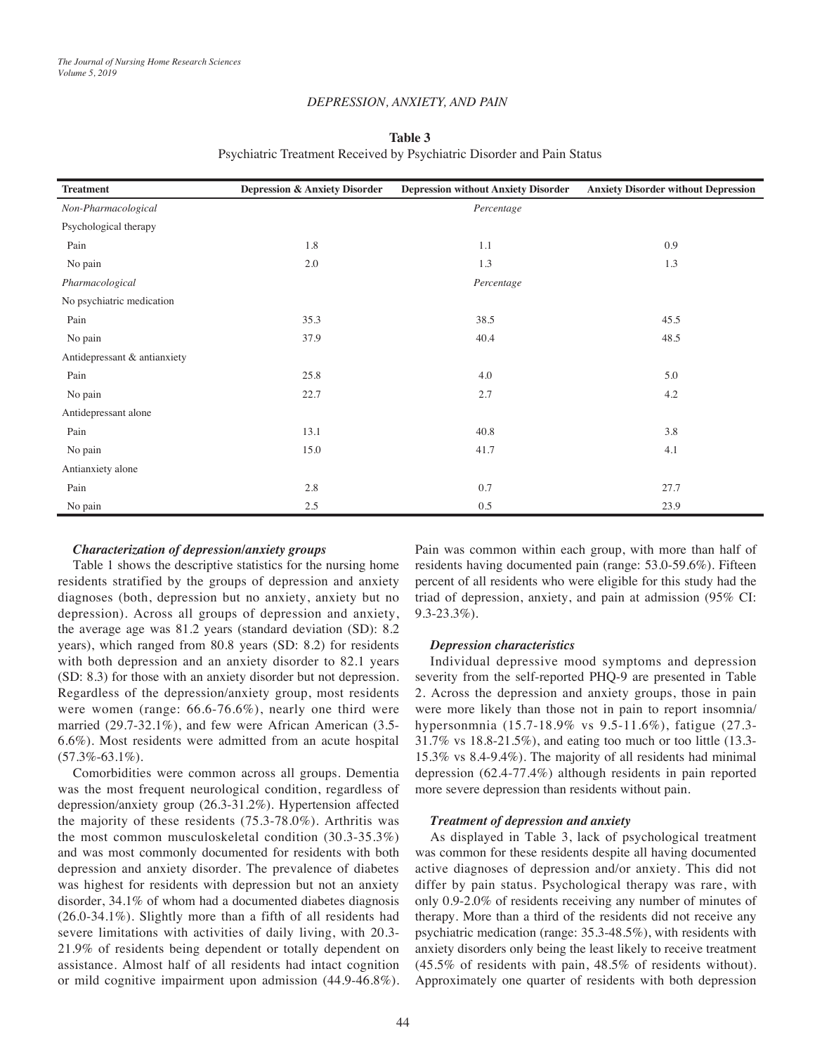**Table 3**
Psychiatric Treatment Received by Psychiatric Disorder and Pain Status

| Treatment | Depression & Anxiety Disorder | Depression without Anxiety Disorder | Anxiety Disorder without Depression |
|---|---|---|---|
| *Non-Pharmacological* | | *Percentage* | |
| Psychological therapy | | | |
| Pain | 1.8 | 1.1 | 0.9 |
| No pain | 2.0 | 1.3 | 1.3 |
| *Pharmacological* | | *Percentage* | |
| No psychiatric medication | | | |
| Pain | 35.3 | 38.5 | 45.5 |
| No pain | 37.9 | 40.4 | 48.5 |
| Antidepressant & antianxiety | | | |
| Pain | 25.8 | 4.0 | 5.0 |
| No pain | 22.7 | 2.7 | 4.2 |
| Antidepressant alone | | | |
| Pain | 13.1 | 40.8 | 3.8 |
| No pain | 15.0 | 41.7 | 4.1 |
| Antianxiety alone | | | |
| Pain | 2.8 | 0.7 | 27.7 |
| No pain | 2.5 | 0.5 | 23.9 |

### *Characterization of depression/anxiety groups*

Table 1 shows the descriptive statistics for the nursing home residents stratified by the groups of depression and anxiety diagnoses (both, depression but no anxiety, anxiety but no depression). Across all groups of depression and anxiety, the average age was 81.2 years (standard deviation (SD): 8.2 years), which ranged from 80.8 years (SD: 8.2) for residents with both depression and an anxiety disorder to 82.1 years (SD: 8.3) for those with an anxiety disorder but not depression. Regardless of the depression/anxiety group, most residents were women (range: 66.6-76.6%), nearly one third were married (29.7-32.1%), and few were African American (3.5-6.6%). Most residents were admitted from an acute hospital (57.3%-63.1%).

Comorbidities were common across all groups. Dementia was the most frequent neurological condition, regardless of depression/anxiety group (26.3-31.2%). Hypertension affected the majority of these residents (75.3-78.0%). Arthritis was the most common musculoskeletal condition (30.3-35.3%) and was most commonly documented for residents with both depression and anxiety disorder. The prevalence of diabetes was highest for residents with depression but not an anxiety disorder, 34.1% of whom had a documented diabetes diagnosis (26.0-34.1%). Slightly more than a fifth of all residents had severe limitations with activities of daily living, with 20.3-21.9% of residents being dependent or totally dependent on assistance. Almost half of all residents had intact cognition or mild cognitive impairment upon admission (44.9-46.8%). Pain was common within each group, with more than half of residents having documented pain (range: 53.0-59.6%). Fifteen percent of all residents who were eligible for this study had the triad of depression, anxiety, and pain at admission (95% CI: 9.3-23.3%).

### *Depression characteristics*

Individual depressive mood symptoms and depression severity from the self-reported PHQ-9 are presented in Table 2. Across the depression and anxiety groups, those in pain were more likely than those not in pain to report insomnia/hypersonmnia (15.7-18.9% vs 9.5-11.6%), fatigue (27.3-31.7% vs 18.8-21.5%), and eating too much or too little (13.3-15.3% vs 8.4-9.4%). The majority of all residents had minimal depression (62.4-77.4%) although residents in pain reported more severe depression than residents without pain.

### *Treatment of depression and anxiety*

As displayed in Table 3, lack of psychological treatment was common for these residents despite all having documented active diagnoses of depression and/or anxiety. This did not differ by pain status. Psychological therapy was rare, with only 0.9-2.0% of residents receiving any number of minutes of therapy. More than a third of the residents did not receive any psychiatric medication (range: 35.3-48.5%), with residents with anxiety disorders only being the least likely to receive treatment (45.5% of residents with pain, 48.5% of residents without). Approximately one quarter of residents with both depression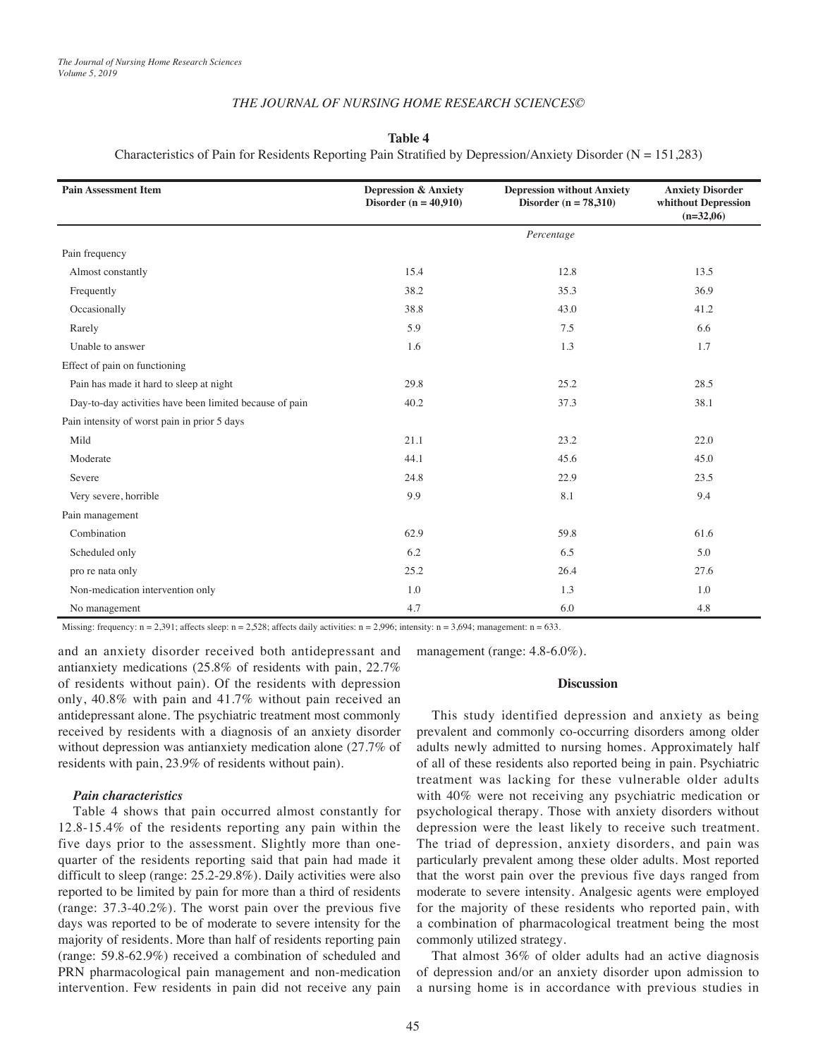**Table 4**

Characteristics of Pain for Residents Reporting Pain Stratified by Depression/Anxiety Disorder (N = 151,283)

| Pain Assessment Item | Depression & Anxiety Disorder (n = 40,910) | Depression without Anxiety Disorder (n = 78,310) | Anxiety Disorder whithout Depression (n=32,06) |
|---|---|---|---|
| | | *Percentage* | |
| Pain frequency | | | |
| Almost constantly | 15.4 | 12.8 | 13.5 |
| Frequently | 38.2 | 35.3 | 36.9 |
| Occasionally | 38.8 | 43.0 | 41.2 |
| Rarely | 5.9 | 7.5 | 6.6 |
| Unable to answer | 1.6 | 1.3 | 1.7 |
| Effect of pain on functioning | | | |
| Pain has made it hard to sleep at night | 29.8 | 25.2 | 28.5 |
| Day-to-day activities have been limited because of pain | 40.2 | 37.3 | 38.1 |
| Pain intensity of worst pain in prior 5 days | | | |
| Mild | 21.1 | 23.2 | 22.0 |
| Moderate | 44.1 | 45.6 | 45.0 |
| Severe | 24.8 | 22.9 | 23.5 |
| Very severe, horrible | 9.9 | 8.1 | 9.4 |
| Pain management | | | |
| Combination | 62.9 | 59.8 | 61.6 |
| Scheduled only | 6.2 | 6.5 | 5.0 |
| pro re nata only | 25.2 | 26.4 | 27.6 |
| Non-medication intervention only | 1.0 | 1.3 | 1.0 |
| No management | 4.7 | 6.0 | 4.8 |

Missing: frequency: n = 2,391; affects sleep: n = 2,528; affects daily activities: n = 2,996; intensity: n = 3,694; management: n = 633.

and an anxiety disorder received both antidepressant and antianxiety medications (25.8% of residents with pain, 22.7% of residents without pain). Of the residents with depression only, 40.8% with pain and 41.7% without pain received an antidepressant alone. The psychiatric treatment most commonly received by residents with a diagnosis of an anxiety disorder without depression was antianxiety medication alone (27.7% of residents with pain, 23.9% of residents without pain).

### *Pain characteristics*

Table 4 shows that pain occurred almost constantly for 12.8-15.4% of the residents reporting any pain within the five days prior to the assessment. Slightly more than one-quarter of the residents reporting said that pain had made it difficult to sleep (range: 25.2-29.8%). Daily activities were also reported to be limited by pain for more than a third of residents (range: 37.3-40.2%). The worst pain over the previous five days was reported to be of moderate to severe intensity for the majority of residents. More than half of residents reporting pain (range: 59.8-62.9%) received a combination of scheduled and PRN pharmacological pain management and non-medication intervention. Few residents in pain did not receive any pain management (range: 4.8-6.0%).

## Discussion

This study identified depression and anxiety as being prevalent and commonly co-occurring disorders among older adults newly admitted to nursing homes. Approximately half of all of these residents also reported being in pain. Psychiatric treatment was lacking for these vulnerable older adults with 40% were not receiving any psychiatric medication or psychological therapy. Those with anxiety disorders without depression were the least likely to receive such treatment. The triad of depression, anxiety disorders, and pain was particularly prevalent among these older adults. Most reported that the worst pain over the previous five days ranged from moderate to severe intensity. Analgesic agents were employed for the majority of these residents who reported pain, with a combination of pharmacological treatment being the most commonly utilized strategy.

That almost 36% of older adults had an active diagnosis of depression and/or an anxiety disorder upon admission to a nursing home is in accordance with previous studies in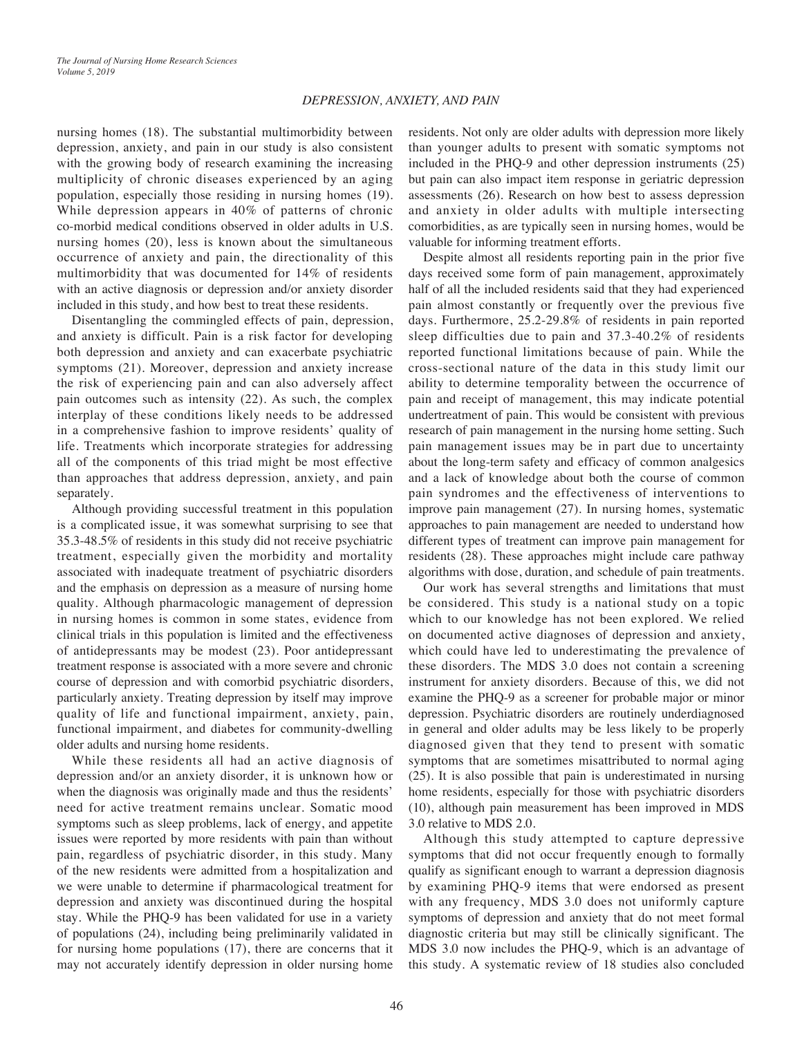nursing homes (18). The substantial multimorbidity between depression, anxiety, and pain in our study is also consistent with the growing body of research examining the increasing multiplicity of chronic diseases experienced by an aging population, especially those residing in nursing homes (19). While depression appears in 40% of patterns of chronic co-morbid medical conditions observed in older adults in U.S. nursing homes (20), less is known about the simultaneous occurrence of anxiety and pain, the directionality of this multimorbidity that was documented for 14% of residents with an active diagnosis or depression and/or anxiety disorder included in this study, and how best to treat these residents.

Disentangling the commingled effects of pain, depression, and anxiety is difficult. Pain is a risk factor for developing both depression and anxiety and can exacerbate psychiatric symptoms (21). Moreover, depression and anxiety increase the risk of experiencing pain and can also adversely affect pain outcomes such as intensity (22). As such, the complex interplay of these conditions likely needs to be addressed in a comprehensive fashion to improve residents' quality of life. Treatments which incorporate strategies for addressing all of the components of this triad might be most effective than approaches that address depression, anxiety, and pain separately.

Although providing successful treatment in this population is a complicated issue, it was somewhat surprising to see that 35.3-48.5% of residents in this study did not receive psychiatric treatment, especially given the morbidity and mortality associated with inadequate treatment of psychiatric disorders and the emphasis on depression as a measure of nursing home quality. Although pharmacologic management of depression in nursing homes is common in some states, evidence from clinical trials in this population is limited and the effectiveness of antidepressants may be modest (23). Poor antidepressant treatment response is associated with a more severe and chronic course of depression and with comorbid psychiatric disorders, particularly anxiety. Treating depression by itself may improve quality of life and functional impairment, anxiety, pain, functional impairment, and diabetes for community-dwelling older adults and nursing home residents.

While these residents all had an active diagnosis of depression and/or an anxiety disorder, it is unknown how or when the diagnosis was originally made and thus the residents' need for active treatment remains unclear. Somatic mood symptoms such as sleep problems, lack of energy, and appetite issues were reported by more residents with pain than without pain, regardless of psychiatric disorder, in this study. Many of the new residents were admitted from a hospitalization and we were unable to determine if pharmacological treatment for depression and anxiety was discontinued during the hospital stay. While the PHQ-9 has been validated for use in a variety of populations (24), including being preliminarily validated in for nursing home populations (17), there are concerns that it may not accurately identify depression in older nursing home residents. Not only are older adults with depression more likely than younger adults to present with somatic symptoms not included in the PHQ-9 and other depression instruments (25) but pain can also impact item response in geriatric depression assessments (26). Research on how best to assess depression and anxiety in older adults with multiple intersecting comorbidities, as are typically seen in nursing homes, would be valuable for informing treatment efforts.

Despite almost all residents reporting pain in the prior five days received some form of pain management, approximately half of all the included residents said that they had experienced pain almost constantly or frequently over the previous five days. Furthermore, 25.2-29.8% of residents in pain reported sleep difficulties due to pain and 37.3-40.2% of residents reported functional limitations because of pain. While the cross-sectional nature of the data in this study limit our ability to determine temporality between the occurrence of pain and receipt of management, this may indicate potential undertreatment of pain. This would be consistent with previous research of pain management in the nursing home setting. Such pain management issues may be in part due to uncertainty about the long-term safety and efficacy of common analgesics and a lack of knowledge about both the course of common pain syndromes and the effectiveness of interventions to improve pain management (27). In nursing homes, systematic approaches to pain management are needed to understand how different types of treatment can improve pain management for residents (28). These approaches might include care pathway algorithms with dose, duration, and schedule of pain treatments.

Our work has several strengths and limitations that must be considered. This study is a national study on a topic which to our knowledge has not been explored. We relied on documented active diagnoses of depression and anxiety, which could have led to underestimating the prevalence of these disorders. The MDS 3.0 does not contain a screening instrument for anxiety disorders. Because of this, we did not examine the PHQ-9 as a screener for probable major or minor depression. Psychiatric disorders are routinely underdiagnosed in general and older adults may be less likely to be properly diagnosed given that they tend to present with somatic symptoms that are sometimes misattributed to normal aging (25). It is also possible that pain is underestimated in nursing home residents, especially for those with psychiatric disorders (10), although pain measurement has been improved in MDS 3.0 relative to MDS 2.0.

Although this study attempted to capture depressive symptoms that did not occur frequently enough to formally qualify as significant enough to warrant a depression diagnosis by examining PHQ-9 items that were endorsed as present with any frequency, MDS 3.0 does not uniformly capture symptoms of depression and anxiety that do not meet formal diagnostic criteria but may still be clinically significant. The MDS 3.0 now includes the PHQ-9, which is an advantage of this study. A systematic review of 18 studies also concluded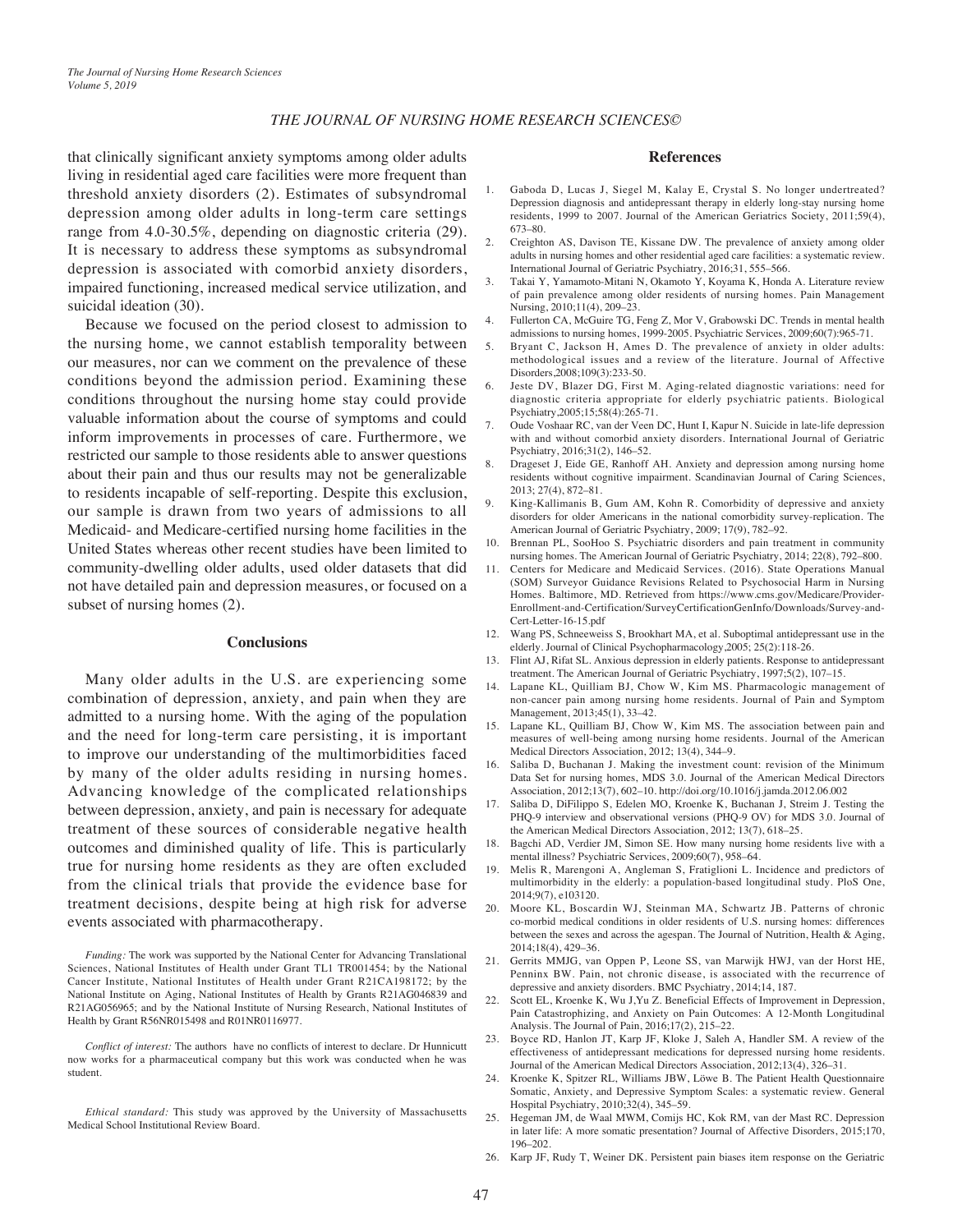that clinically significant anxiety symptoms among older adults living in residential aged care facilities were more frequent than threshold anxiety disorders (2). Estimates of subsyndromal depression among older adults in long-term care settings range from 4.0-30.5%, depending on diagnostic criteria (29). It is necessary to address these symptoms as subsyndromal depression is associated with comorbid anxiety disorders, impaired functioning, increased medical service utilization, and suicidal ideation (30).

Because we focused on the period closest to admission to the nursing home, we cannot establish temporality between our measures, nor can we comment on the prevalence of these conditions beyond the admission period. Examining these conditions throughout the nursing home stay could provide valuable information about the course of symptoms and could inform improvements in processes of care. Furthermore, we restricted our sample to those residents able to answer questions about their pain and thus our results may not be generalizable to residents incapable of self-reporting. Despite this exclusion, our sample is drawn from two years of admissions to all Medicaid- and Medicare-certified nursing home facilities in the United States whereas other recent studies have been limited to community-dwelling older adults, used older datasets that did not have detailed pain and depression measures, or focused on a subset of nursing homes (2).

## Conclusions

Many older adults in the U.S. are experiencing some combination of depression, anxiety, and pain when they are admitted to a nursing home. With the aging of the population and the need for long-term care persisting, it is important to improve our understanding of the multimorbidities faced by many of the older adults residing in nursing homes. Advancing knowledge of the complicated relationships between depression, anxiety, and pain is necessary for adequate treatment of these sources of considerable negative health outcomes and diminished quality of life. This is particularly true for nursing home residents as they are often excluded from the clinical trials that provide the evidence base for treatment decisions, despite being at high risk for adverse events associated with pharmacotherapy.

*Funding:* The work was supported by the National Center for Advancing Translational Sciences, National Institutes of Health under Grant TL1 TR001454; by the National Cancer Institute, National Institutes of Health under Grant R21CA198172; by the National Institute on Aging, National Institutes of Health by Grants R21AG046839 and R21AG056965; and by the National Institute of Nursing Research, National Institutes of Health by Grant R56NR015498 and R01NR0116977.

*Conflict of interest:* The authors have no conflicts of interest to declare. Dr Hunnicutt now works for a pharmaceutical company but this work was conducted when he was student.

*Ethical standard:* This study was approved by the University of Massachusetts Medical School Institutional Review Board.

## References

1. Gaboda D, Lucas J, Siegel M, Kalay E, Crystal S. No longer undertreated? Depression diagnosis and antidepressant therapy in elderly long-stay nursing home residents, 1999 to 2007. Journal of the American Geriatrics Society, 2011;59(4), 673–80.
2. Creighton AS, Davison TE, Kissane DW. The prevalence of anxiety among older adults in nursing homes and other residential aged care facilities: a systematic review. International Journal of Geriatric Psychiatry, 2016;31, 555–566.
3. Takai Y, Yamamoto-Mitani N, Okamoto Y, Koyama K, Honda A. Literature review of pain prevalence among older residents of nursing homes. Pain Management Nursing, 2010;11(4), 209–23.
4. Fullerton CA, McGuire TG, Feng Z, Mor V, Grabowski DC. Trends in mental health admissions to nursing homes, 1999-2005. Psychiatric Services, 2009;60(7):965-71.
5. Bryant C, Jackson H, Ames D. The prevalence of anxiety in older adults: methodological issues and a review of the literature. Journal of Affective Disorders,2008;109(3):233-50.
6. Jeste DV, Blazer DG, First M. Aging-related diagnostic variations: need for diagnostic criteria appropriate for elderly psychiatric patients. Biological Psychiatry,2005;15;58(4):265-71.
7. Oude Voshaar RC, van der Veen DC, Hunt I, Kapur N. Suicide in late-life depression with and without comorbid anxiety disorders. International Journal of Geriatric Psychiatry, 2016;31(2), 146–52.
8. Drageset J, Eide GE, Ranhoff AH. Anxiety and depression among nursing home residents without cognitive impairment. Scandinavian Journal of Caring Sciences, 2013; 27(4), 872–81.
9. King-Kallimanis B, Gum AM, Kohn R. Comorbidity of depressive and anxiety disorders for older Americans in the national comorbidity survey-replication. The American Journal of Geriatric Psychiatry, 2009; 17(9), 782–92.
10. Brennan PL, SooHoo S. Psychiatric disorders and pain treatment in community nursing homes. The American Journal of Geriatric Psychiatry, 2014; 22(8), 792–800.
11. Centers for Medicare and Medicaid Services. (2016). State Operations Manual (SOM) Surveyor Guidance Revisions Related to Psychosocial Harm in Nursing Homes. Baltimore, MD. Retrieved from https://www.cms.gov/Medicare/Provider-Enrollment-and-Certification/SurveyCertificationGenInfo/Downloads/Survey-and-Cert-Letter-16-15.pdf
12. Wang PS, Schneeweiss S, Brookhart MA, et al. Suboptimal antidepressant use in the elderly. Journal of Clinical Psychopharmacology,2005; 25(2):118-26.
13. Flint AJ, Rifat SL. Anxious depression in elderly patients. Response to antidepressant treatment. The American Journal of Geriatric Psychiatry, 1997;5(2), 107–15.
14. Lapane KL, Quilliam BJ, Chow W, Kim MS. Pharmacologic management of non-cancer pain among nursing home residents. Journal of Pain and Symptom Management, 2013;45(1), 33–42.
15. Lapane KL, Quilliam BJ, Chow W, Kim MS. The association between pain and measures of well-being among nursing home residents. Journal of the American Medical Directors Association, 2012; 13(4), 344–9.
16. Saliba D, Buchanan J. Making the investment count: revision of the Minimum Data Set for nursing homes, MDS 3.0. Journal of the American Medical Directors Association, 2012;13(7), 602–10. http://doi.org/10.1016/j.jamda.2012.06.002
17. Saliba D, DiFilippo S, Edelen MO, Kroenke K, Buchanan J, Streim J. Testing the PHQ-9 interview and observational versions (PHQ-9 OV) for MDS 3.0. Journal of the American Medical Directors Association, 2012; 13(7), 618–25.
18. Bagchi AD, Verdier JM, Simon SE. How many nursing home residents live with a mental illness? Psychiatric Services, 2009;60(7), 958–64.
19. Melis R, Marengoni A, Angleman S, Fratiglioni L. Incidence and predictors of multimorbidity in the elderly: a population-based longitudinal study. PloS One, 2014;9(7), e103120.
20. Moore KL, Boscardin WJ, Steinman MA, Schwartz JB. Patterns of chronic co-morbid medical conditions in older residents of U.S. nursing homes: differences between the sexes and across the agespan. The Journal of Nutrition, Health & Aging, 2014;18(4), 429–36.
21. Gerrits MMJG, van Oppen P, Leone SS, van Marwijk HWJ, van der Horst HE, Penninx BW. Pain, not chronic disease, is associated with the recurrence of depressive and anxiety disorders. BMC Psychiatry, 2014;14, 187.
22. Scott EL, Kroenke K, Wu J,Yu Z. Beneficial Effects of Improvement in Depression, Pain Catastrophizing, and Anxiety on Pain Outcomes: A 12-Month Longitudinal Analysis. The Journal of Pain, 2016;17(2), 215–22.
23. Boyce RD, Hanlon JT, Karp JF, Kloke J, Saleh A, Handler SM. A review of the effectiveness of antidepressant medications for depressed nursing home residents. Journal of the American Medical Directors Association, 2012;13(4), 326–31.
24. Kroenke K, Spitzer RL, Williams JBW, Löwe B. The Patient Health Questionnaire Somatic, Anxiety, and Depressive Symptom Scales: a systematic review. General Hospital Psychiatry, 2010;32(4), 345–59.
25. Hegeman JM, de Waal MWM, Comijs HC, Kok RM, van der Mast RC. Depression in later life: A more somatic presentation? Journal of Affective Disorders, 2015;170, 196–202.
26. Karp JF, Rudy T, Weiner DK. Persistent pain biases item response on the Geriatric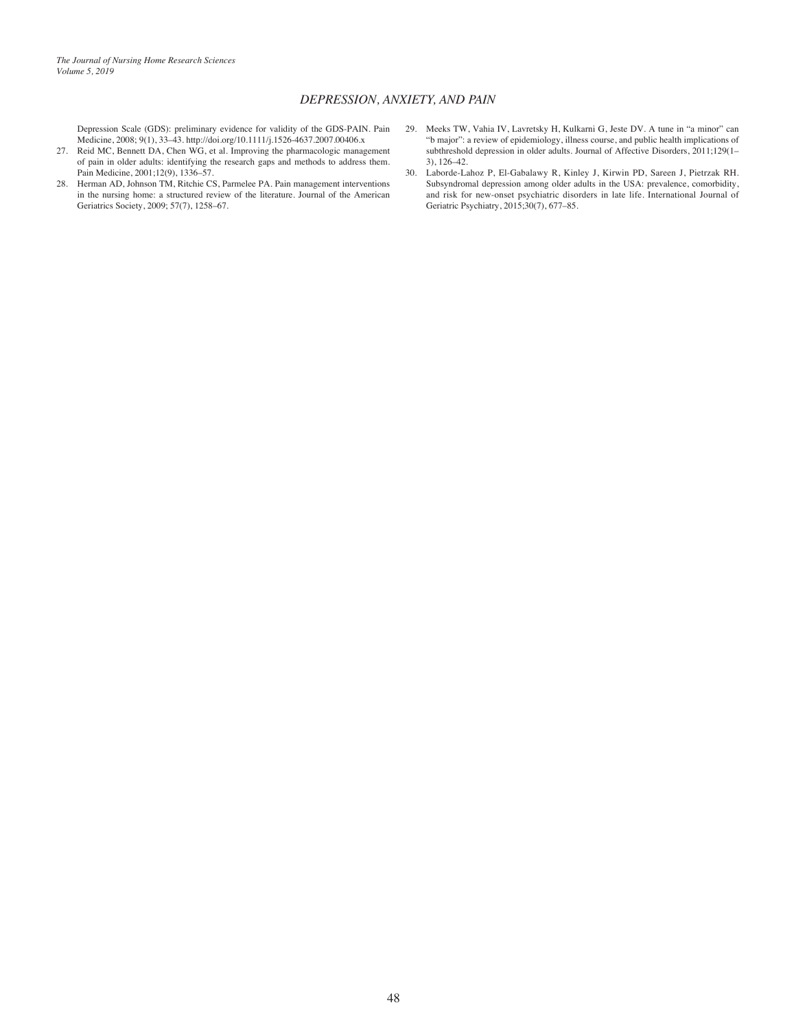Depression Scale (GDS): preliminary evidence for validity of the GDS-PAIN. Pain Medicine, 2008; 9(1), 33–43. http://doi.org/10.1111/j.1526-4637.2007.00406.x

27. Reid MC, Bennett DA, Chen WG, et al. Improving the pharmacologic management of pain in older adults: identifying the research gaps and methods to address them. Pain Medicine, 2001;12(9), 1336–57.
28. Herman AD, Johnson TM, Ritchie CS, Parmelee PA. Pain management interventions in the nursing home: a structured review of the literature. Journal of the American Geriatrics Society, 2009; 57(7), 1258–67.
29. Meeks TW, Vahia IV, Lavretsky H, Kulkarni G, Jeste DV. A tune in "a minor" can "b major": a review of epidemiology, illness course, and public health implications of subthreshold depression in older adults. Journal of Affective Disorders, 2011;129(1–3), 126–42.
30. Laborde-Lahoz P, El-Gabalawy R, Kinley J, Kirwin PD, Sareen J, Pietrzak RH. Subsyndromal depression among older adults in the USA: prevalence, comorbidity, and risk for new-onset psychiatric disorders in late life. International Journal of Geriatric Psychiatry, 2015;30(7), 677–85.